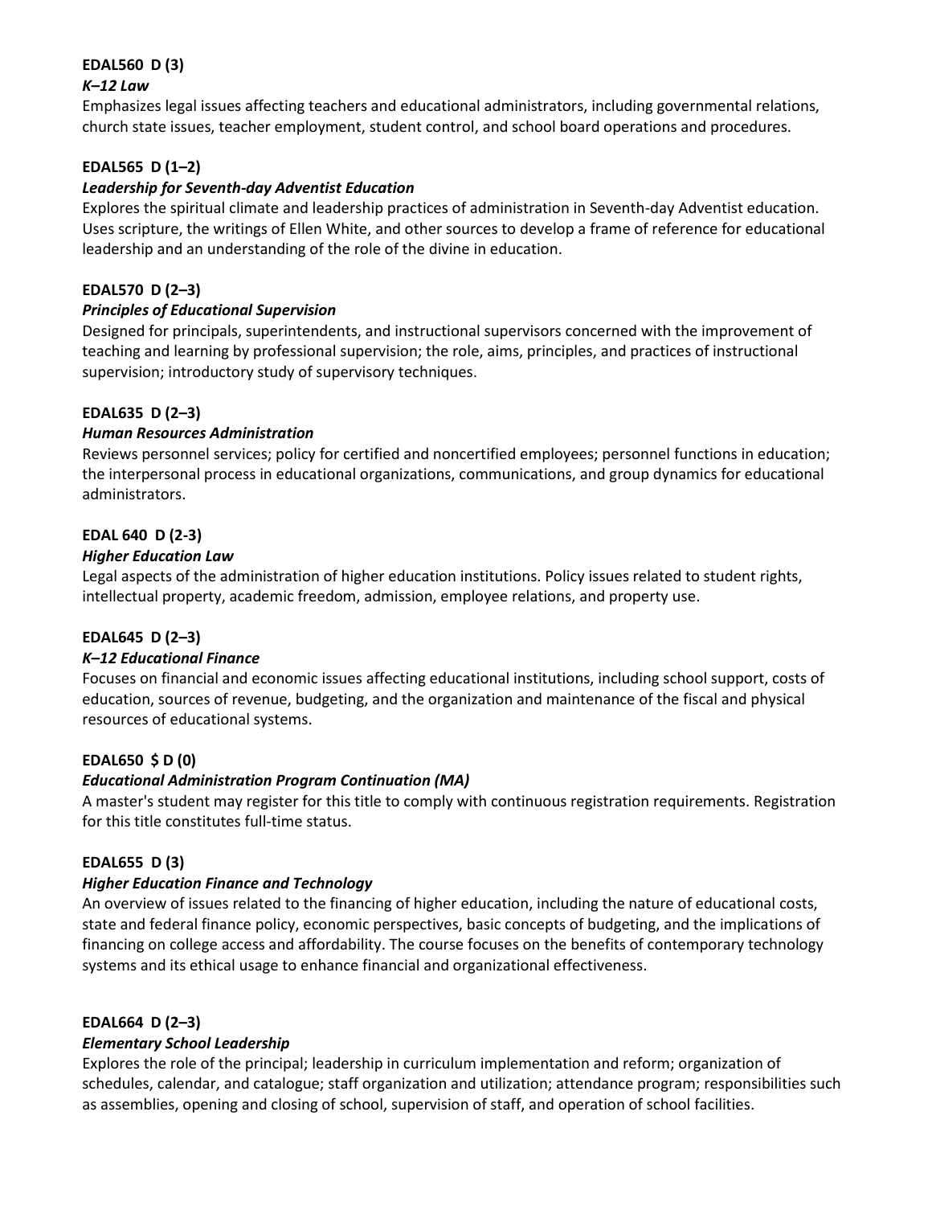**EDAL560 D (3)**

***K–12 Law***

Emphasizes legal issues affecting teachers and educational administrators, including governmental relations, church state issues, teacher employment, student control, and school board operations and procedures.

**EDAL565 D (1–2)**

***Leadership for Seventh-day Adventist Education***

Explores the spiritual climate and leadership practices of administration in Seventh-day Adventist education. Uses scripture, the writings of Ellen White, and other sources to develop a frame of reference for educational leadership and an understanding of the role of the divine in education.

**EDAL570 D (2–3)**

***Principles of Educational Supervision***

Designed for principals, superintendents, and instructional supervisors concerned with the improvement of teaching and learning by professional supervision; the role, aims, principles, and practices of instructional supervision; introductory study of supervisory techniques.

**EDAL635 D (2–3)**

***Human Resources Administration***

Reviews personnel services; policy for certified and noncertified employees; personnel functions in education; the interpersonal process in educational organizations, communications, and group dynamics for educational administrators.

**EDAL 640 D (2-3)**

***Higher Education Law***

Legal aspects of the administration of higher education institutions. Policy issues related to student rights, intellectual property, academic freedom, admission, employee relations, and property use.

**EDAL645 D (2–3)**

***K–12 Educational Finance***

Focuses on financial and economic issues affecting educational institutions, including school support, costs of education, sources of revenue, budgeting, and the organization and maintenance of the fiscal and physical resources of educational systems.

**EDAL650 $ D (0)**

***Educational Administration Program Continuation (MA)***

A master's student may register for this title to comply with continuous registration requirements. Registration for this title constitutes full-time status.

**EDAL655 D (3)**

***Higher Education Finance and Technology***

An overview of issues related to the financing of higher education, including the nature of educational costs, state and federal finance policy, economic perspectives, basic concepts of budgeting, and the implications of financing on college access and affordability. The course focuses on the benefits of contemporary technology systems and its ethical usage to enhance financial and organizational effectiveness.

**EDAL664 D (2–3)**

***Elementary School Leadership***

Explores the role of the principal; leadership in curriculum implementation and reform; organization of schedules, calendar, and catalogue; staff organization and utilization; attendance program; responsibilities such as assemblies, opening and closing of school, supervision of staff, and operation of school facilities.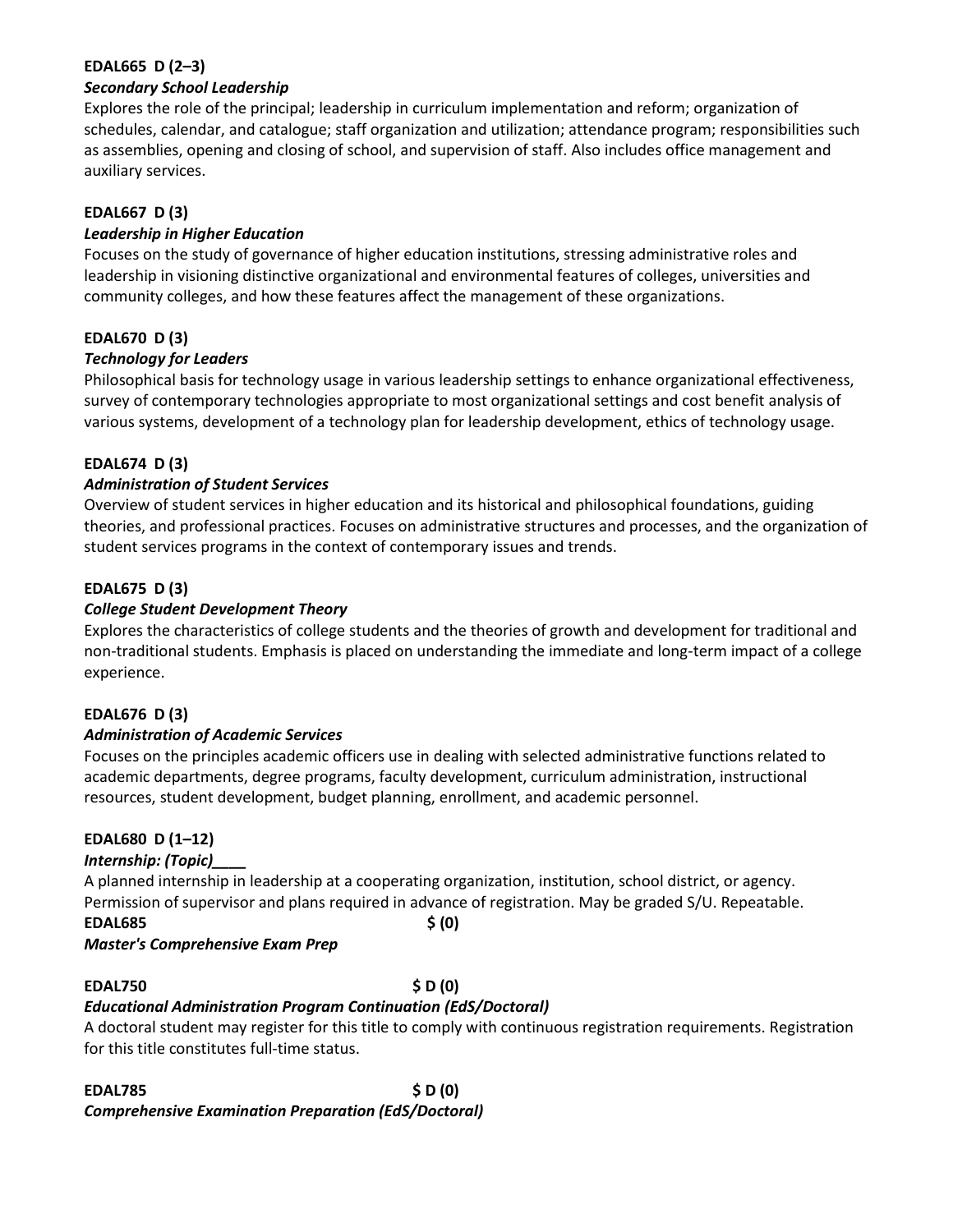**EDAL665 D (2–3)**
***Secondary School Leadership***
Explores the role of the principal; leadership in curriculum implementation and reform; organization of schedules, calendar, and catalogue; staff organization and utilization; attendance program; responsibilities such as assemblies, opening and closing of school, and supervision of staff. Also includes office management and auxiliary services.

**EDAL667 D (3)**
***Leadership in Higher Education***
Focuses on the study of governance of higher education institutions, stressing administrative roles and leadership in visioning distinctive organizational and environmental features of colleges, universities and community colleges, and how these features affect the management of these organizations.

**EDAL670 D (3)**
***Technology for Leaders***
Philosophical basis for technology usage in various leadership settings to enhance organizational effectiveness, survey of contemporary technologies appropriate to most organizational settings and cost benefit analysis of various systems, development of a technology plan for leadership development, ethics of technology usage.

**EDAL674 D (3)**
***Administration of Student Services***
Overview of student services in higher education and its historical and philosophical foundations, guiding theories, and professional practices. Focuses on administrative structures and processes, and the organization of student services programs in the context of contemporary issues and trends.

**EDAL675 D (3)**
***College Student Development Theory***
Explores the characteristics of college students and the theories of growth and development for traditional and non-traditional students. Emphasis is placed on understanding the immediate and long-term impact of a college experience.

**EDAL676 D (3)**
***Administration of Academic Services***
Focuses on the principles academic officers use in dealing with selected administrative functions related to academic departments, degree programs, faculty development, curriculum administration, instructional resources, student development, budget planning, enrollment, and academic personnel.

**EDAL680 D (1–12)**
***Internship: (Topic)____***
A planned internship in leadership at a cooperating organization, institution, school district, or agency. Permission of supervisor and plans required in advance of registration. May be graded S/U. Repeatable.

**EDAL685 $ (0)**
***Master's Comprehensive Exam Prep***

**EDAL750 $ D (0)**
***Educational Administration Program Continuation (EdS/Doctoral)***
A doctoral student may register for this title to comply with continuous registration requirements. Registration for this title constitutes full-time status.

**EDAL785 $ D (0)**
***Comprehensive Examination Preparation (EdS/Doctoral)***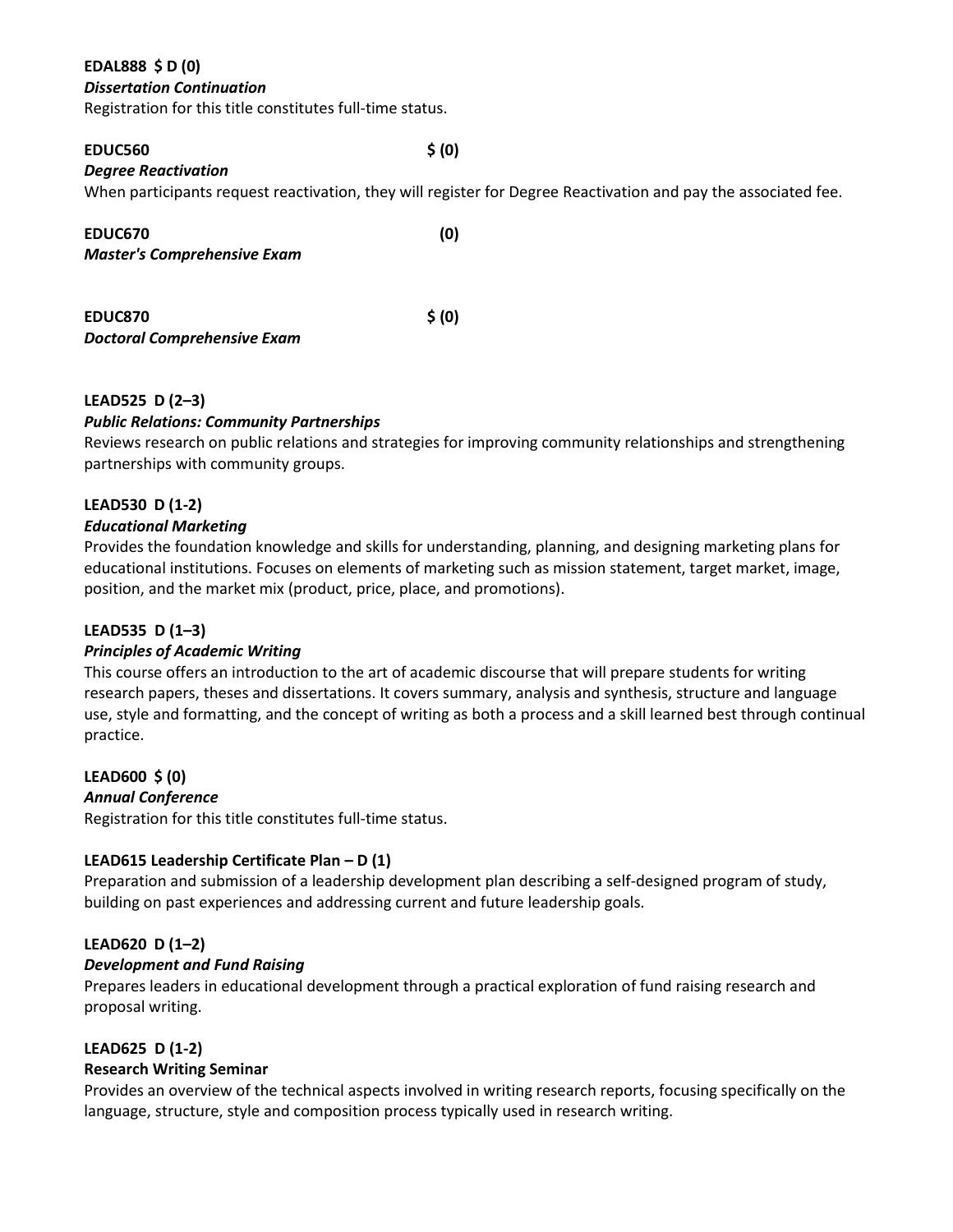**EDAL888 $ D (0)**
***Dissertation Continuation***
Registration for this title constitutes full-time status.

**EDUC560 $ (0)**
***Degree Reactivation***
When participants request reactivation, they will register for Degree Reactivation and pay the associated fee.

**EDUC670 (0)**
***Master's Comprehensive Exam***

**EDUC870 $ (0)**
***Doctoral Comprehensive Exam***

**LEAD525 D (2–3)**
***Public Relations: Community Partnerships***
Reviews research on public relations and strategies for improving community relationships and strengthening partnerships with community groups.

**LEAD530 D (1-2)**
***Educational Marketing***
Provides the foundation knowledge and skills for understanding, planning, and designing marketing plans for educational institutions. Focuses on elements of marketing such as mission statement, target market, image, position, and the market mix (product, price, place, and promotions).

**LEAD535 D (1–3)**
***Principles of Academic Writing***
This course offers an introduction to the art of academic discourse that will prepare students for writing research papers, theses and dissertations. It covers summary, analysis and synthesis, structure and language use, style and formatting, and the concept of writing as both a process and a skill learned best through continual practice.

**LEAD600 $ (0)**
***Annual Conference***
Registration for this title constitutes full-time status.

**LEAD615 Leadership Certificate Plan – D (1)**
Preparation and submission of a leadership development plan describing a self-designed program of study, building on past experiences and addressing current and future leadership goals.

**LEAD620 D (1–2)**
***Development and Fund Raising***
Prepares leaders in educational development through a practical exploration of fund raising research and proposal writing.

**LEAD625 D (1-2)**
**Research Writing Seminar**
Provides an overview of the technical aspects involved in writing research reports, focusing specifically on the language, structure, style and composition process typically used in research writing.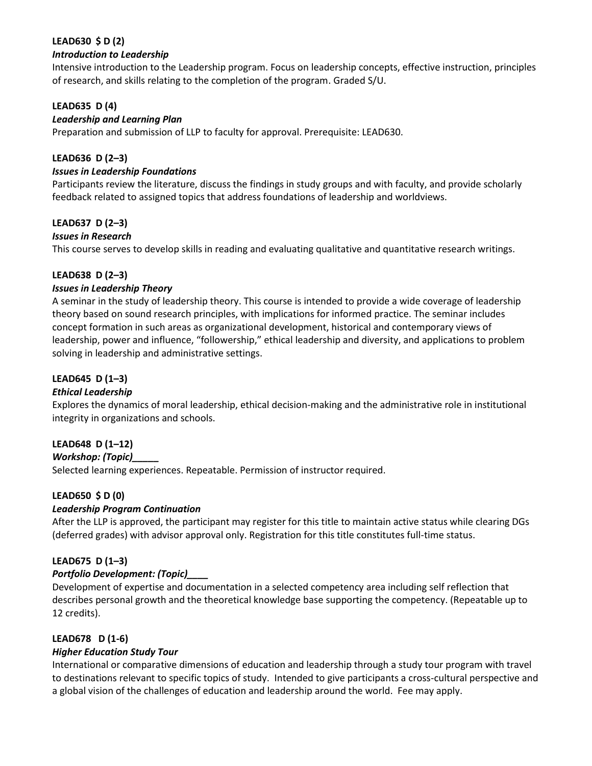**LEAD630 $ D (2)**

***Introduction to Leadership***

Intensive introduction to the Leadership program. Focus on leadership concepts, effective instruction, principles of research, and skills relating to the completion of the program. Graded S/U.

**LEAD635 D (4)**

***Leadership and Learning Plan***

Preparation and submission of LLP to faculty for approval. Prerequisite: LEAD630.

**LEAD636 D (2–3)**

***Issues in Leadership Foundations***

Participants review the literature, discuss the findings in study groups and with faculty, and provide scholarly feedback related to assigned topics that address foundations of leadership and worldviews.

**LEAD637 D (2–3)**

***Issues in Research***

This course serves to develop skills in reading and evaluating qualitative and quantitative research writings.

**LEAD638 D (2–3)**

***Issues in Leadership Theory***

A seminar in the study of leadership theory. This course is intended to provide a wide coverage of leadership theory based on sound research principles, with implications for informed practice. The seminar includes concept formation in such areas as organizational development, historical and contemporary views of leadership, power and influence, "followership," ethical leadership and diversity, and applications to problem solving in leadership and administrative settings.

**LEAD645 D (1–3)**

***Ethical Leadership***

Explores the dynamics of moral leadership, ethical decision-making and the administrative role in institutional integrity in organizations and schools.

**LEAD648 D (1–12)**

***Workshop: (Topic)_____***

Selected learning experiences. Repeatable. Permission of instructor required.

**LEAD650 $ D (0)**

***Leadership Program Continuation***

After the LLP is approved, the participant may register for this title to maintain active status while clearing DGs (deferred grades) with advisor approval only. Registration for this title constitutes full-time status.

**LEAD675 D (1–3)**

***Portfolio Development: (Topic)____***

Development of expertise and documentation in a selected competency area including self reflection that describes personal growth and the theoretical knowledge base supporting the competency. (Repeatable up to 12 credits).

**LEAD678 D (1-6)**

***Higher Education Study Tour***

International or comparative dimensions of education and leadership through a study tour program with travel to destinations relevant to specific topics of study. Intended to give participants a cross-cultural perspective and a global vision of the challenges of education and leadership around the world. Fee may apply.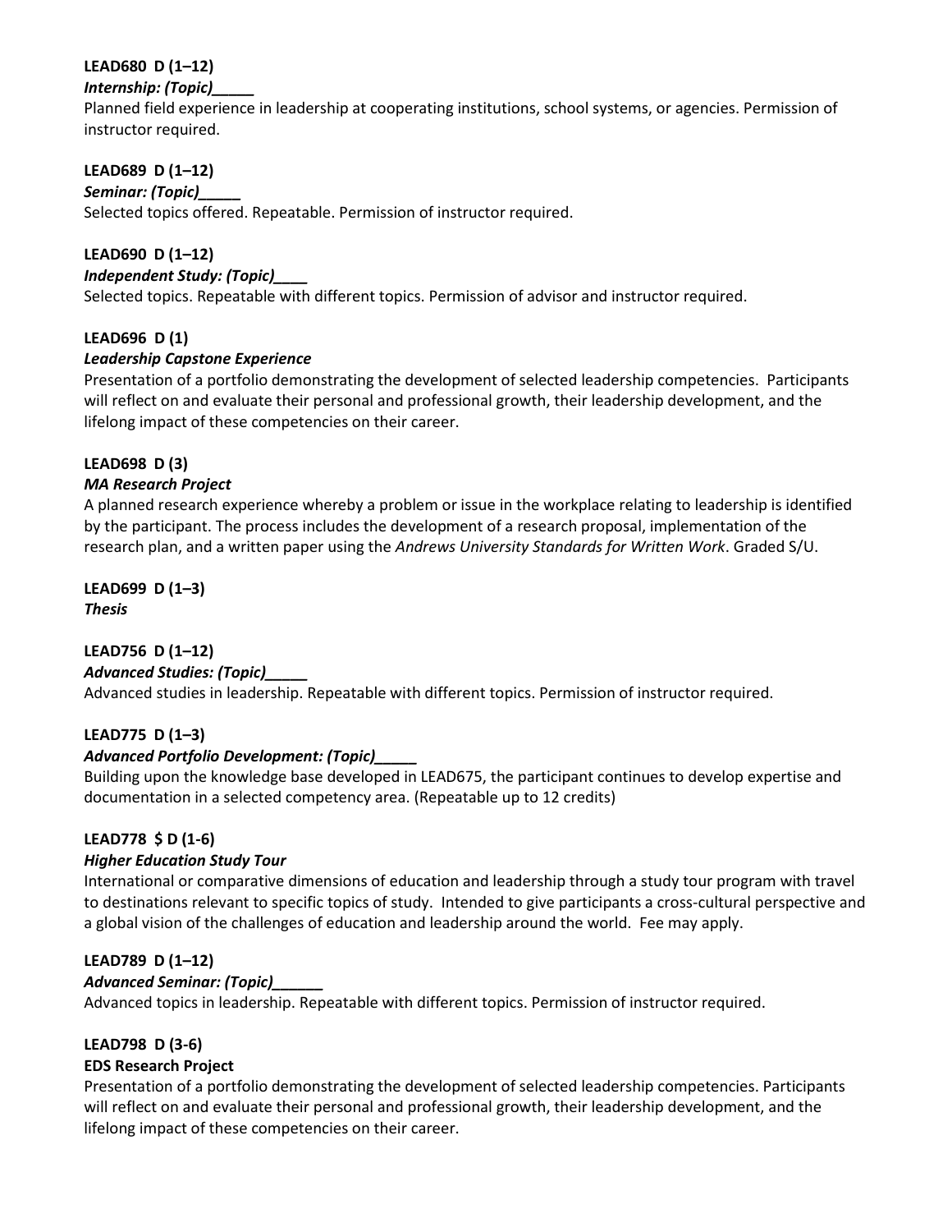**LEAD680 D (1–12)**
***Internship: (Topic)_____***
Planned field experience in leadership at cooperating institutions, school systems, or agencies. Permission of instructor required.

**LEAD689 D (1–12)**
***Seminar: (Topic)_____***
Selected topics offered. Repeatable. Permission of instructor required.

**LEAD690 D (1–12)**
***Independent Study: (Topic)____***
Selected topics. Repeatable with different topics. Permission of advisor and instructor required.

**LEAD696 D (1)**
***Leadership Capstone Experience***
Presentation of a portfolio demonstrating the development of selected leadership competencies. Participants will reflect on and evaluate their personal and professional growth, their leadership development, and the lifelong impact of these competencies on their career.

**LEAD698 D (3)**
***MA Research Project***
A planned research experience whereby a problem or issue in the workplace relating to leadership is identified by the participant. The process includes the development of a research proposal, implementation of the research plan, and a written paper using the *Andrews University Standards for Written Work*. Graded S/U.

**LEAD699 D (1–3)**
***Thesis***

**LEAD756 D (1–12)**
***Advanced Studies: (Topic)_____***
Advanced studies in leadership. Repeatable with different topics. Permission of instructor required.

**LEAD775 D (1–3)**
***Advanced Portfolio Development: (Topic)_____***
Building upon the knowledge base developed in LEAD675, the participant continues to develop expertise and documentation in a selected competency area. (Repeatable up to 12 credits)

**LEAD778 $ D (1-6)**
***Higher Education Study Tour***
International or comparative dimensions of education and leadership through a study tour program with travel to destinations relevant to specific topics of study. Intended to give participants a cross-cultural perspective and a global vision of the challenges of education and leadership around the world. Fee may apply.

**LEAD789 D (1–12)**
***Advanced Seminar: (Topic)______***
Advanced topics in leadership. Repeatable with different topics. Permission of instructor required.

**LEAD798 D (3-6)**
**EDS Research Project**
Presentation of a portfolio demonstrating the development of selected leadership competencies. Participants will reflect on and evaluate their personal and professional growth, their leadership development, and the lifelong impact of these competencies on their career.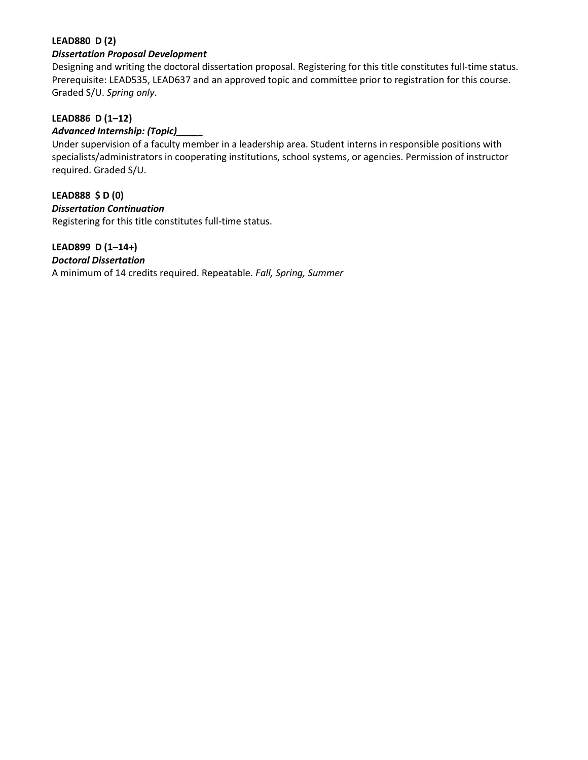**LEAD880 D (2)**
***Dissertation Proposal Development***
Designing and writing the doctoral dissertation proposal. Registering for this title constitutes full-time status. Prerequisite: LEAD535, LEAD637 and an approved topic and committee prior to registration for this course. Graded S/U. *Spring only*.

**LEAD886 D (1–12)**
***Advanced Internship: (Topic)_____***
Under supervision of a faculty member in a leadership area. Student interns in responsible positions with specialists/administrators in cooperating institutions, school systems, or agencies. Permission of instructor required. Graded S/U.

**LEAD888 $ D (0)**
***Dissertation Continuation***
Registering for this title constitutes full-time status.

**LEAD899 D (1–14+)**
***Doctoral Dissertation***
A minimum of 14 credits required. Repeatable. *Fall, Spring, Summer*